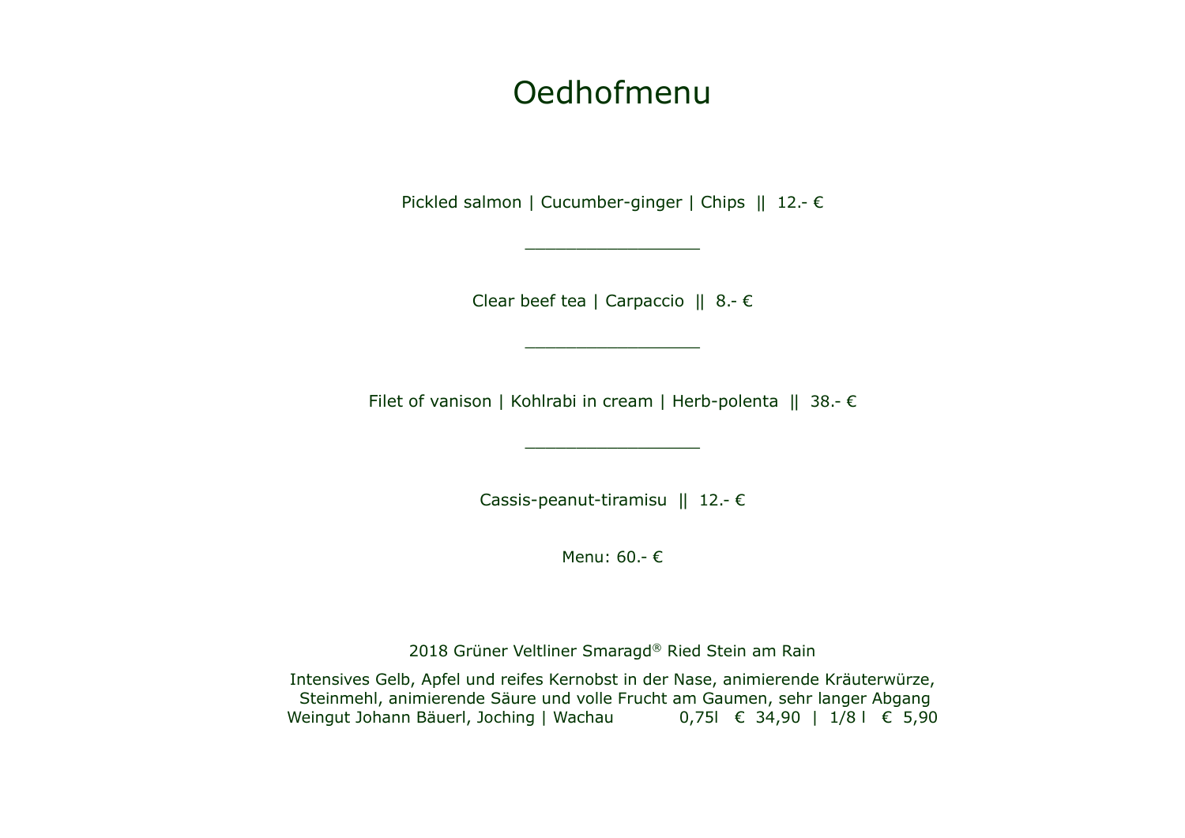# Oedhofmenu

Pickled salmon | Cucumber-ginger | Chips || 12.- €

_________________

Clear beef tea | Carpaccio || 8.- €

_________________

Filet of vanison | Kohlrabi in cream | Herb-polenta || 38.- €

_________________

Cassis-peanut-tiramisu || 12.- €

Menu: 60.- €

2018 Grüner Veltliner Smaragd® Ried Stein am Rain

Intensives Gelb, Apfel und reifes Kernobst in der Nase, animierende Kräuterwürze, Steinmehl, animierende Säure und volle Frucht am Gaumen, sehr langer Abgang
Weingut Johann Bäuerl, Joching | Wachau 0,75l € 34,90 | 1/8 l € 5,90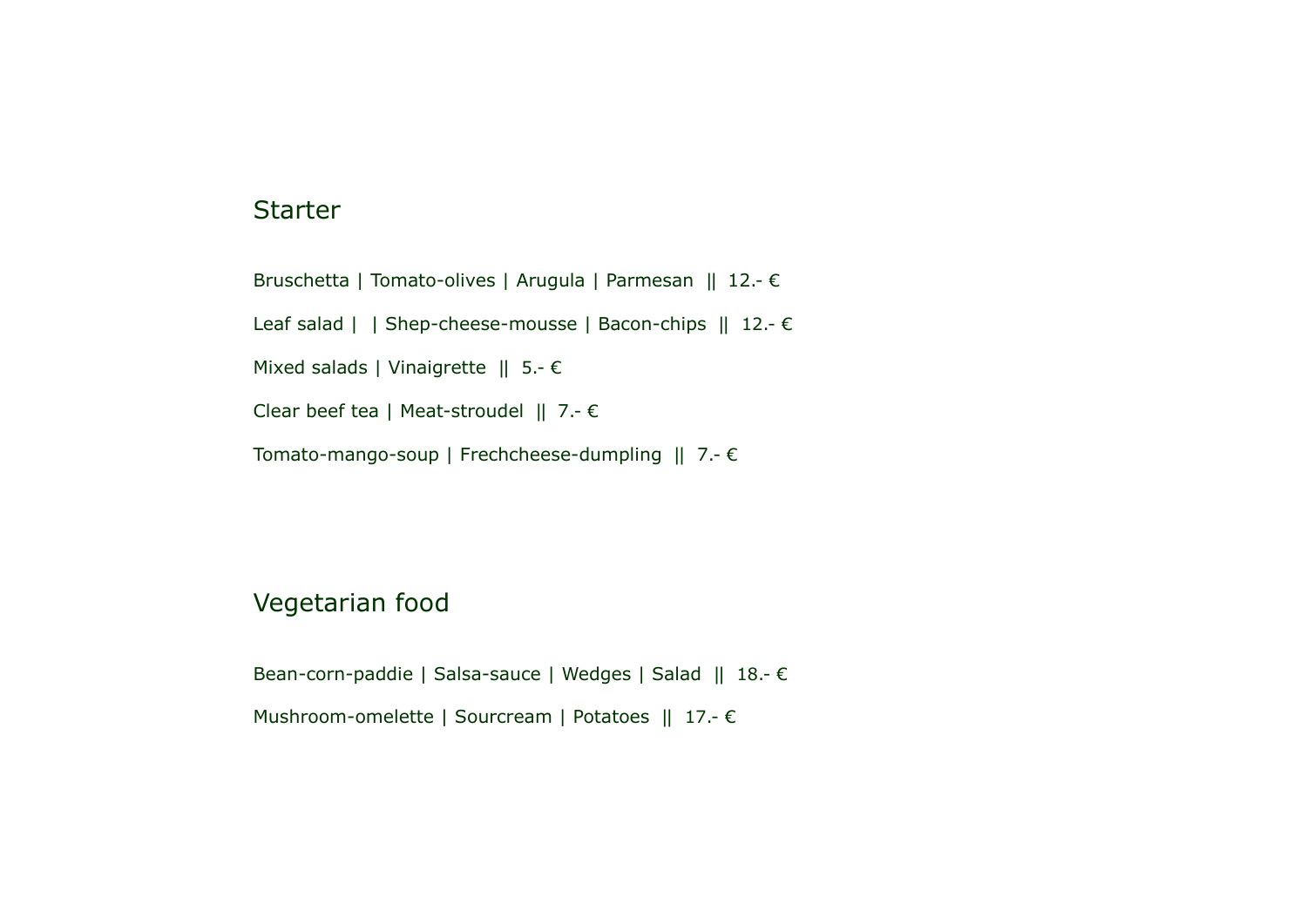## Starter

Bruschetta | Tomato-olives | Arugula | Parmesan  ||  12.- €

Leaf salad |  | Shep-cheese-mousse | Bacon-chips  ||  12.- €

Mixed salads | Vinaigrette  ||  5.- €

Clear beef tea | Meat-stroudel  ||  7.- €

Tomato-mango-soup | Frechcheese-dumpling  ||  7.- €

## Vegetarian food

Bean-corn-paddie | Salsa-sauce | Wedges | Salad  ||  18.- €

Mushroom-omelette | Sourcream | Potatoes  ||  17.- €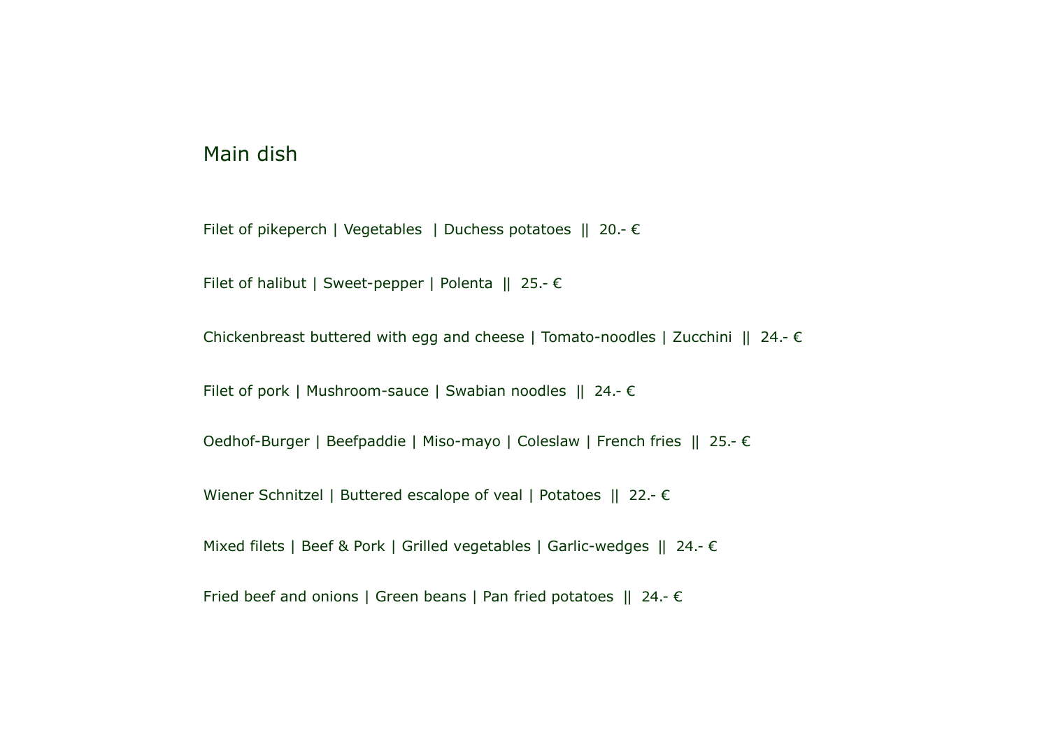## Main dish

Filet of pikeperch | Vegetables  | Duchess potatoes  ||  20.- €

Filet of halibut | Sweet-pepper | Polenta  ||  25.- €

Chickenbreast buttered with egg and cheese | Tomato-noodles | Zucchini  ||  24.- €

Filet of pork | Mushroom-sauce | Swabian noodles  ||  24.- €

Oedhof-Burger | Beefpaddie | Miso-mayo | Coleslaw | French fries  ||  25.- €

Wiener Schnitzel | Buttered escalope of veal | Potatoes  ||  22.- €

Mixed filets | Beef & Pork | Grilled vegetables | Garlic-wedges  ||  24.- €

Fried beef and onions | Green beans | Pan fried potatoes  ||  24.- €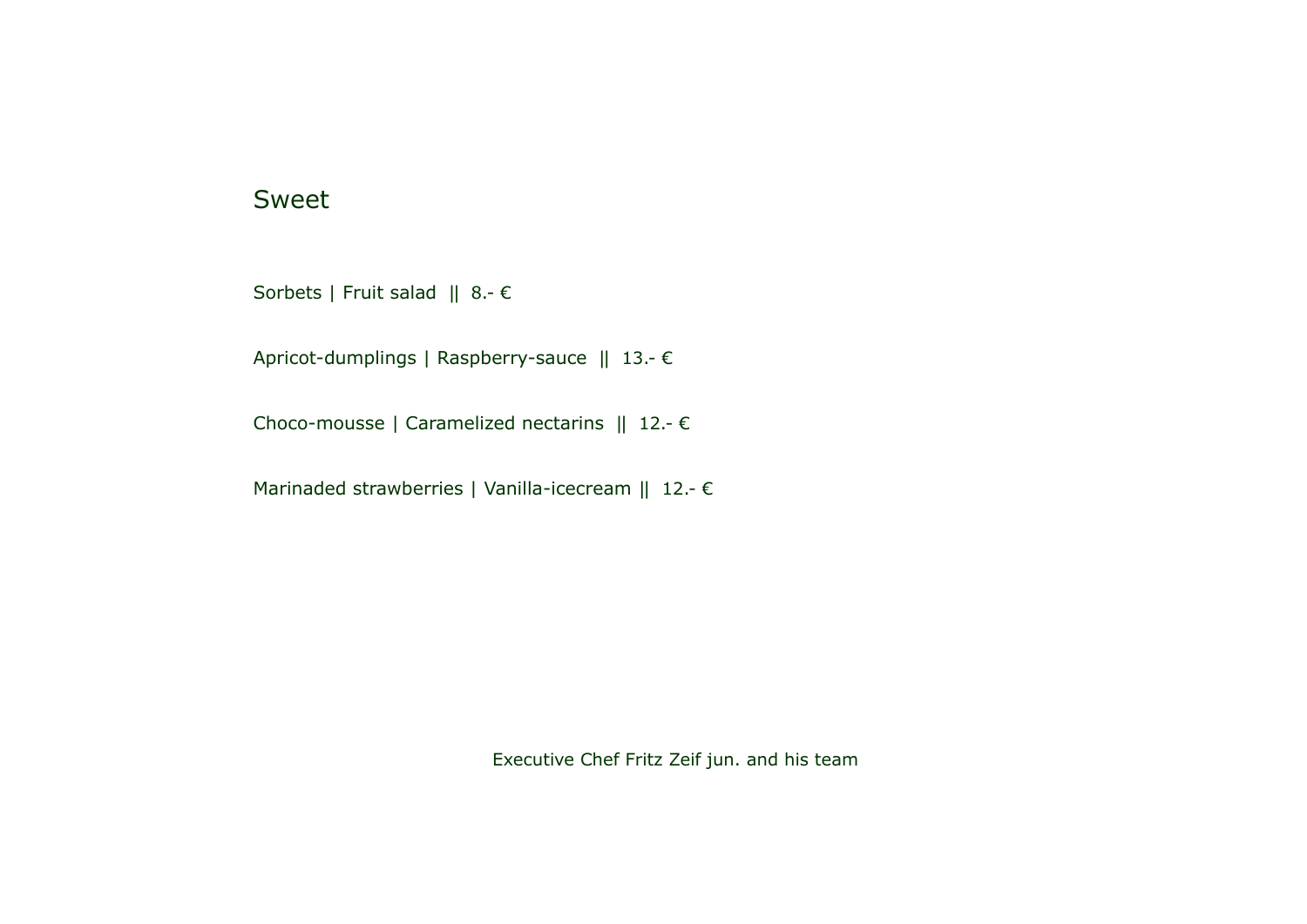## Sweet

Sorbets | Fruit salad || 8.- €

Apricot-dumplings | Raspberry-sauce || 13.- €

Choco-mousse | Caramelized nectarins || 12.- €

Marinaded strawberries | Vanilla-icecream || 12.- €

Executive Chef Fritz Zeif jun. and his team